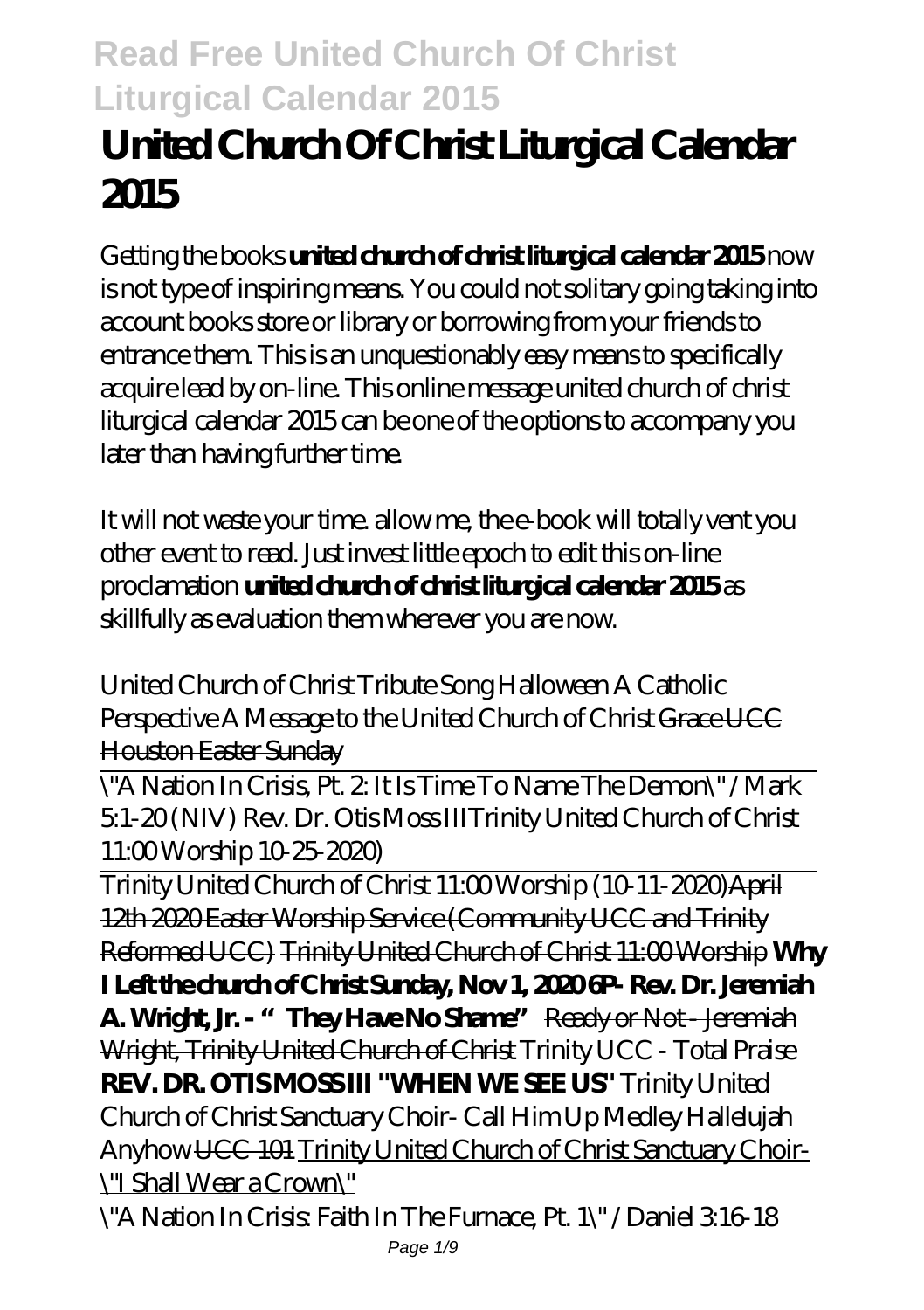# United Church Of Christ Liturgical Calendar 2015

Getting the books **united church of christ liturgical calendar 2015** now is not type of inspiring means. You could not solitary going taking into account books store or library or borrowing from your friends to entrance them. This is an unquestionably easy means to specifically acquire lead by on-line. This online message united church of christ liturgical calendar 2015 can be one of the options to accompany you later than having further time.

It will not waste your time. allow me, the e-book will totally vent you other event to read. Just invest little epoch to edit this on-line proclamation **united church of christ liturgical calendar 2015** as skillfully as evaluation them wherever you are now.

*United Church of Christ Tribute Song Halloween A Catholic Perspective A Message to the United Church of Christ* Grace UCC Houston Easter Sunday

\"A Nation In Crisis, Pt. 2: It Is Time To Name The Demon\" / Mark 5:1-20 (NIV) Rev. Dr. Otis Moss III*Trinity United Church of Christ 11:00 Worship 10-25-2020)*

Trinity United Church of Christ 11:00 Worship (10-11-2020)April 12th 2020 Easter Worship Service (Community UCC and Trinity Reformed UCC) Trinity United Church of Christ 11:00 Worship **Why I Left the church of Christ Sunday, Nov 1, 2020 6P- Rev. Dr. Jeremiah A. Wright, Jr. - "They Have No Shame"** Ready or Not - Jeremiah Wright, Trinity United Church of Christ *Trinity UCC - Total Praise* **REV. DR. OTIS MOSS III "WHEN WE SEE US"** *Trinity United Church of Christ Sanctuary Choir- Call Him Up Medley Hallelujah Anyhow* UCC 101 Trinity United Church of Christ Sanctuary Choir- \"I Shall Wear a Crown\"

\"A Nation In Crisis: Faith In The Furnace, Pt. 1\" / Daniel 3:16-18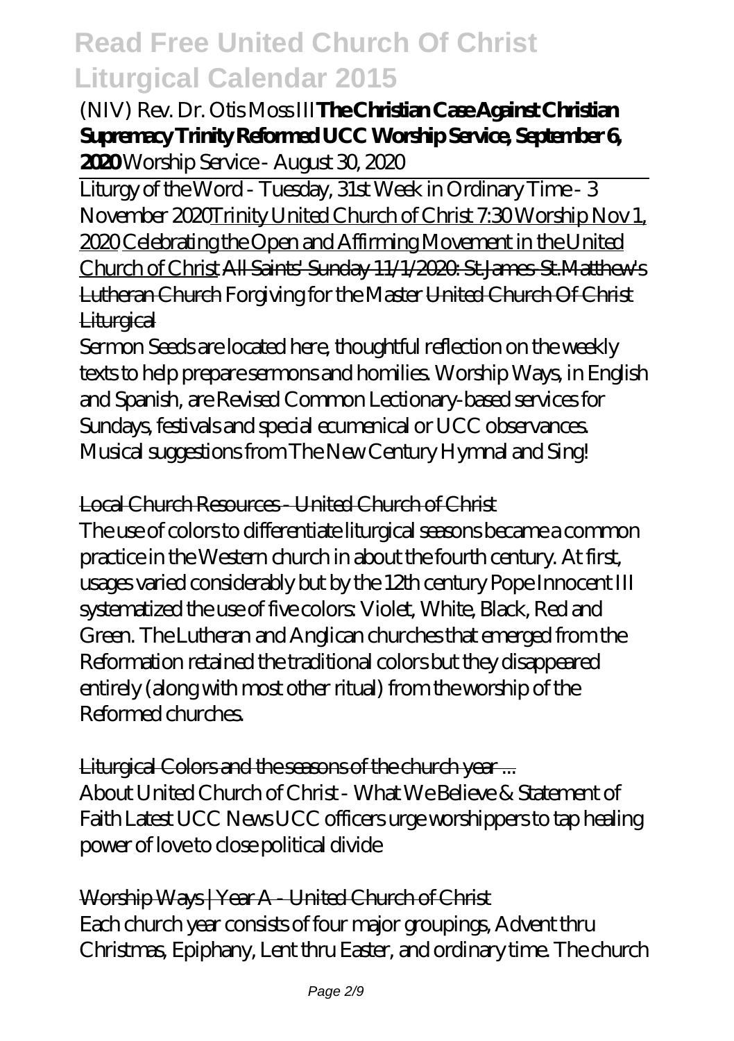*(NIV) Rev. Dr. Otis Moss III* **The Christian Case Against Christian Supremacy Trinity Reformed UCC Worship Service, September 6, 2020** *Worship Service - August 30, 2020*

Liturgy of the Word - Tuesday, 31st Week in Ordinary Time - 3 November 2020 Trinity United Church of Christ 7:30 Worship Nov 1, 2020 Celebrating the Open and Affirming Movement in the United Church of Christ ~~All Saints' Sunday 11/1/2020: St.James-St.Matthew's Lutheran Church~~ *Forgiving for the Master* ~~United Church Of Christ Liturgical~~

Sermon Seeds are located here, thoughtful reflection on the weekly texts to help prepare sermons and homilies. Worship Ways, in English and Spanish, are Revised Common Lectionary-based services for Sundays, festivals and special ecumenical or UCC observances. Musical suggestions from The New Century Hymnal and Sing!

~~Local Church Resources - United Church of Christ~~

The use of colors to differentiate liturgical seasons became a common practice in the Western church in about the fourth century. At first, usages varied considerably but by the 12th century Pope Innocent III systematized the use of five colors: Violet, White, Black, Red and Green. The Lutheran and Anglican churches that emerged from the Reformation retained the traditional colors but they disappeared entirely (along with most other ritual) from the worship of the Reformed churches.

~~Liturgical Colors and the seasons of the church year ...~~

About United Church of Christ - What We Believe & Statement of Faith Latest UCC News UCC officers urge worshippers to tap healing power of love to close political divide

~~Worship Ways | Year A - United Church of Christ~~

Each church year consists of four major groupings, Advent thru Christmas, Epiphany, Lent thru Easter, and ordinary time. The church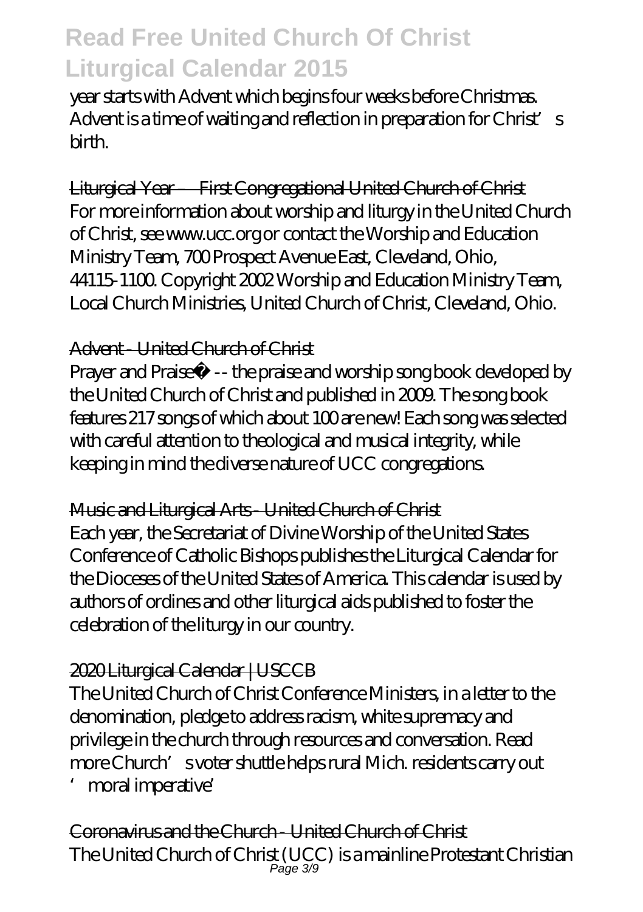year starts with Advent which begins four weeks before Christmas. Advent is a time of waiting and reflection in preparation for Christ's birth.

Liturgical Year – First Congregational United Church of Christ

For more information about worship and liturgy in the United Church of Christ, see www.ucc.org or contact the Worship and Education Ministry Team, 700 Prospect Avenue East, Cleveland, Ohio, 44115-1100. Copyright 2002 Worship and Education Ministry Team, Local Church Ministries, United Church of Christ, Cleveland, Ohio.

Advent - United Church of Christ

Prayer and Praise© -- the praise and worship song book developed by the United Church of Christ and published in 2009. The song book features 217 songs of which about 100 are new! Each song was selected with careful attention to theological and musical integrity, while keeping in mind the diverse nature of UCC congregations.

Music and Liturgical Arts - United Church of Christ

Each year, the Secretariat of Divine Worship of the United States Conference of Catholic Bishops publishes the Liturgical Calendar for the Dioceses of the United States of America. This calendar is used by authors of ordines and other liturgical aids published to foster the celebration of the liturgy in our country.

2020 Liturgical Calendar | USCCB

The United Church of Christ Conference Ministers, in a letter to the denomination, pledge to address racism, white supremacy and privilege in the church through resources and conversation. Read more Church's voter shuttle helps rural Mich. residents carry out 'moral imperative'

Coronavirus and the Church - United Church of Christ

The United Church of Christ (UCC) is a mainline Protestant Christian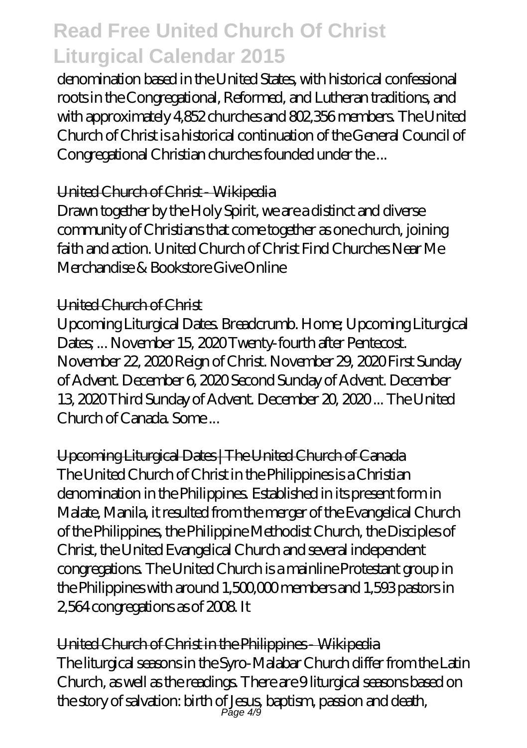denomination based in the United States, with historical confessional roots in the Congregational, Reformed, and Lutheran traditions, and with approximately 4,852 churches and 802,356 members. The United Church of Christ is a historical continuation of the General Council of Congregational Christian churches founded under the ...

## United Church of Christ - Wikipedia

Drawn together by the Holy Spirit, we are a distinct and diverse community of Christians that come together as one church, joining faith and action. United Church of Christ Find Churches Near Me Merchandise & Bookstore Give Online

## United Church of Christ

Upcoming Liturgical Dates. Breadcrumb. Home; Upcoming Liturgical Dates; ... November 15, 2020 Twenty-fourth after Pentecost. November 22, 2020 Reign of Christ. November 29, 2020 First Sunday of Advent. December 6, 2020 Second Sunday of Advent. December 13, 2020 Third Sunday of Advent. December 20, 2020 ... The United Church of Canada. Some ...

## Upcoming Liturgical Dates | The United Church of Canada

The United Church of Christ in the Philippines is a Christian denomination in the Philippines. Established in its present form in Malate, Manila, it resulted from the merger of the Evangelical Church of the Philippines, the Philippine Methodist Church, the Disciples of Christ, the United Evangelical Church and several independent congregations. The United Church is a mainline Protestant group in the Philippines with around 1,500,000 members and 1,593 pastors in 2,564 congregations as of 2008. It

## United Church of Christ in the Philippines - Wikipedia

The liturgical seasons in the Syro-Malabar Church differ from the Latin Church, as well as the readings. There are 9 liturgical seasons based on the story of salvation: birth of Jesus, baptism, passion and death,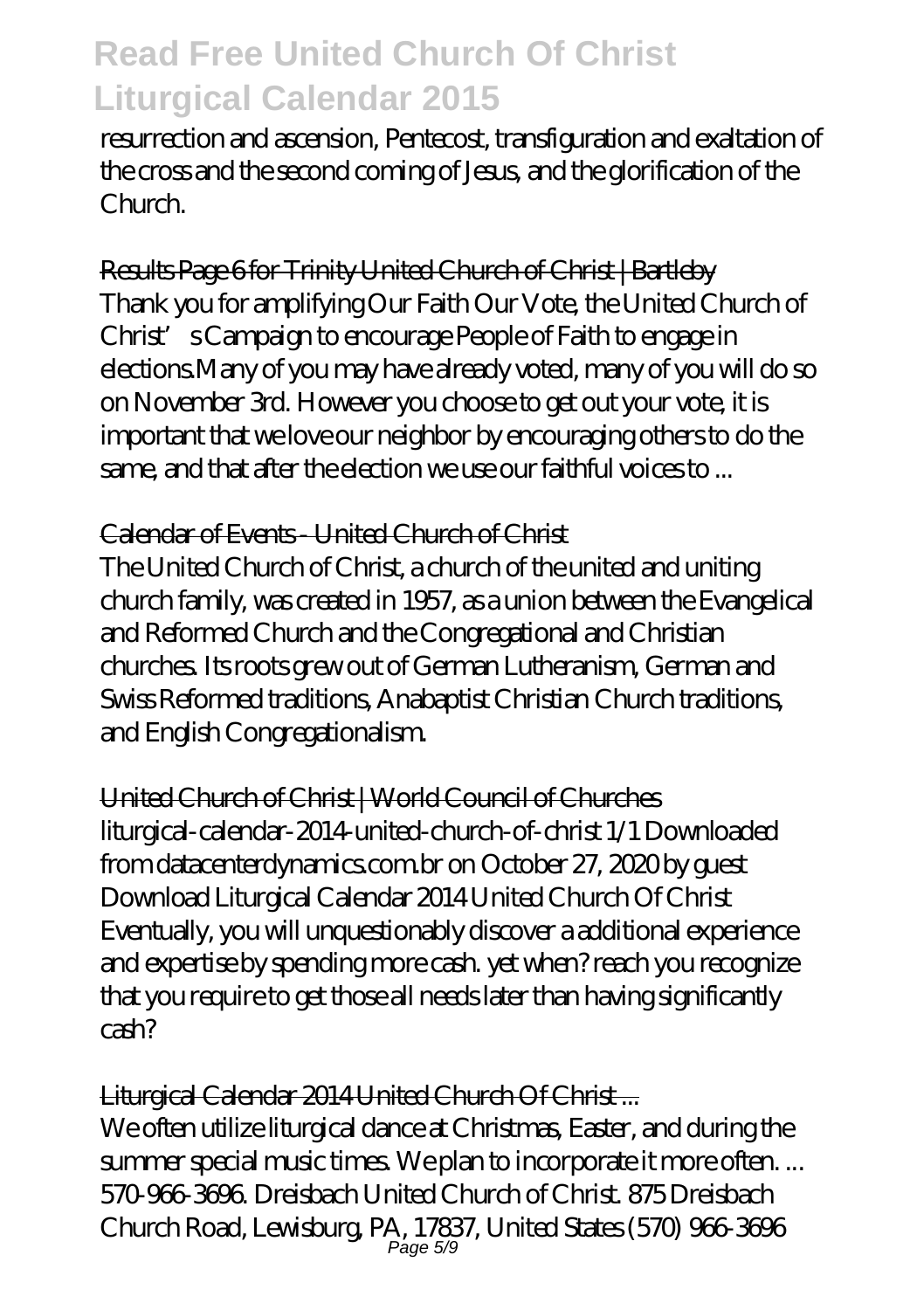resurrection and ascension, Pentecost, transfiguration and exaltation of the cross and the second coming of Jesus, and the glorification of the Church.

## Results Page 6 for Trinity United Church of Christ | Bartleby

Thank you for amplifying Our Faith Our Vote, the United Church of Christ's Campaign to encourage People of Faith to engage in elections.Many of you may have already voted, many of you will do so on November 3rd. However you choose to get out your vote, it is important that we love our neighbor by encouraging others to do the same, and that after the election we use our faithful voices to ...

## Calendar of Events - United Church of Christ

The United Church of Christ, a church of the united and uniting church family, was created in 1957, as a union between the Evangelical and Reformed Church and the Congregational and Christian churches. Its roots grew out of German Lutheranism, German and Swiss Reformed traditions, Anabaptist Christian Church traditions, and English Congregationalism.

## United Church of Christ | World Council of Churches

liturgical-calendar-2014-united-church-of-christ 1/1 Downloaded from datacenterdynamics.com.br on October 27, 2020 by guest Download Liturgical Calendar 2014 United Church Of Christ Eventually, you will unquestionably discover a additional experience and expertise by spending more cash. yet when? reach you recognize that you require to get those all needs later than having significantly cash?

## Liturgical Calendar 2014 United Church Of Christ ...

We often utilize liturgical dance at Christmas, Easter, and during the summer special music times. We plan to incorporate it more often. ... 570-966-3696. Dreisbach United Church of Christ. 875 Dreisbach Church Road, Lewisburg, PA, 17837, United States (570) 966-3696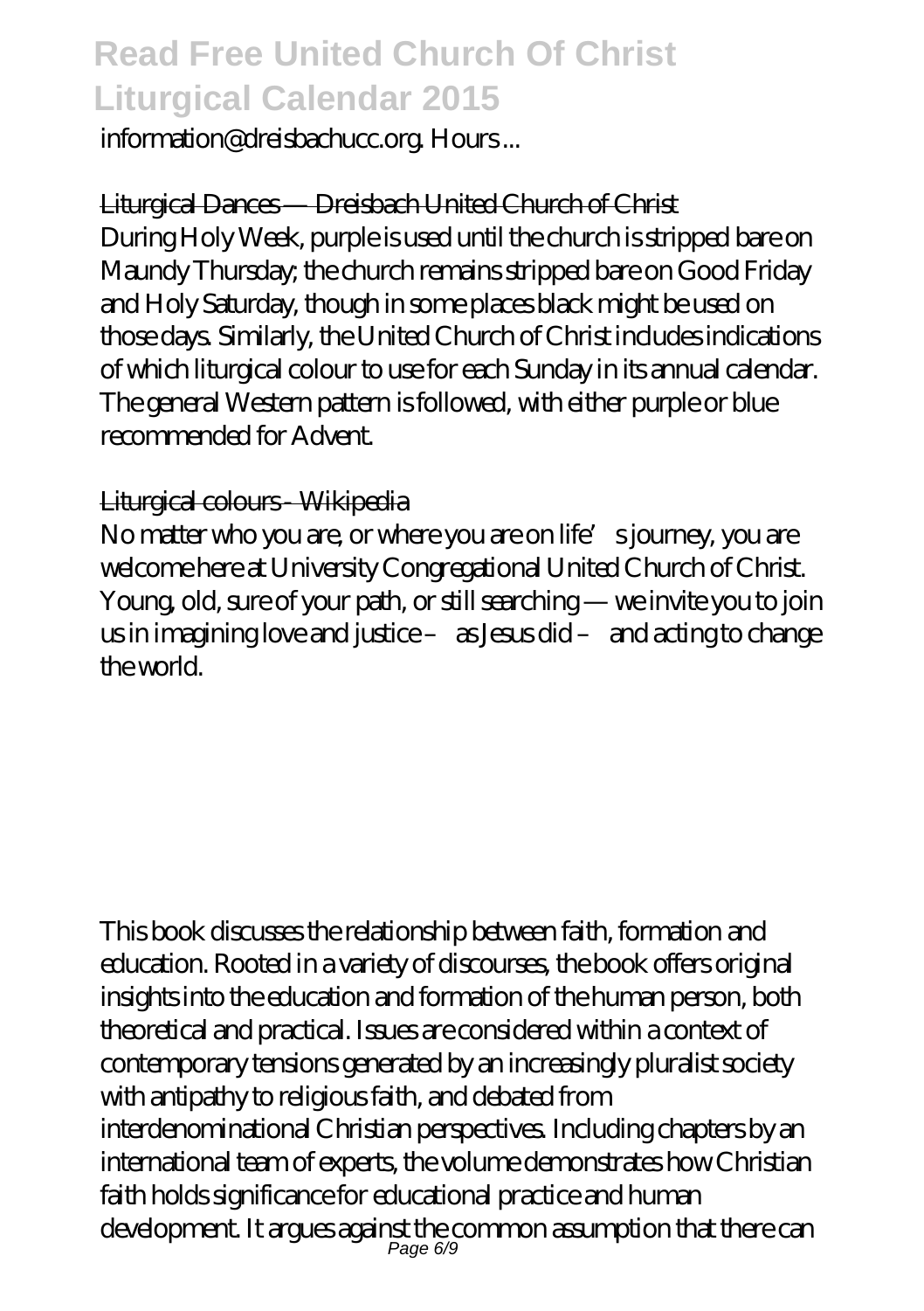information@dreisbachucc.org. Hours ...

Liturgical Dances — Dreisbach United Church of Christ

During Holy Week, purple is used until the church is stripped bare on Maundy Thursday; the church remains stripped bare on Good Friday and Holy Saturday, though in some places black might be used on those days. Similarly, the United Church of Christ includes indications of which liturgical colour to use for each Sunday in its annual calendar. The general Western pattern is followed, with either purple or blue recommended for Advent.

Liturgical colours - Wikipedia

No matter who you are, or where you are on life's journey, you are welcome here at University Congregational United Church of Christ. Young, old, sure of your path, or still searching — we invite you to join us in imagining love and justice – as Jesus did – and acting to change the world.

This book discusses the relationship between faith, formation and education. Rooted in a variety of discourses, the book offers original insights into the education and formation of the human person, both theoretical and practical. Issues are considered within a context of contemporary tensions generated by an increasingly pluralist society with antipathy to religious faith, and debated from interdenominational Christian perspectives. Including chapters by an international team of experts, the volume demonstrates how Christian faith holds significance for educational practice and human development. It argues against the common assumption that there can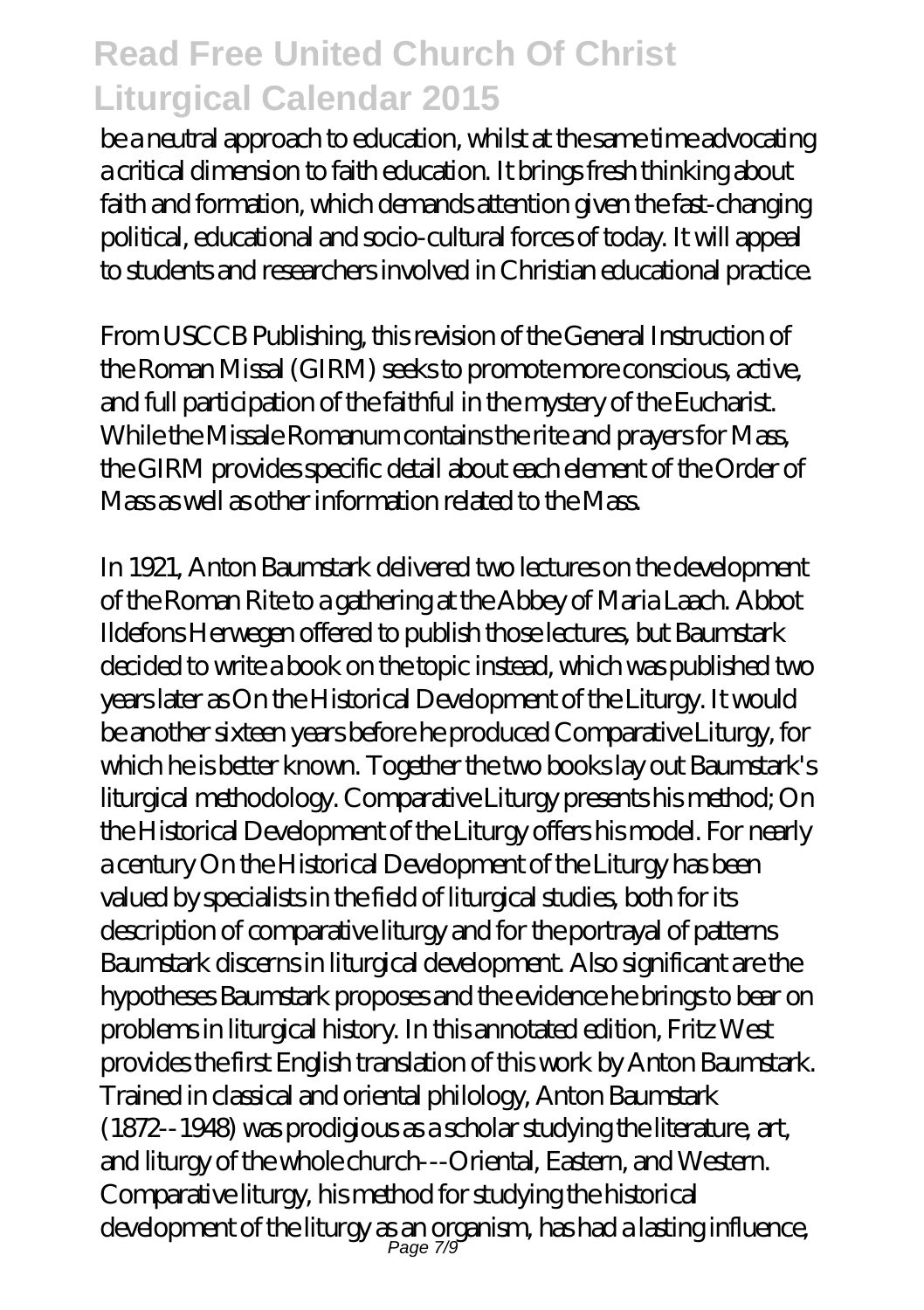be a neutral approach to education, whilst at the same time advocating a critical dimension to faith education. It brings fresh thinking about faith and formation, which demands attention given the fast-changing political, educational and socio-cultural forces of today. It will appeal to students and researchers involved in Christian educational practice.

From USCCB Publishing, this revision of the General Instruction of the Roman Missal (GIRM) seeks to promote more conscious, active, and full participation of the faithful in the mystery of the Eucharist. While the Missale Romanum contains the rite and prayers for Mass, the GIRM provides specific detail about each element of the Order of Mass as well as other information related to the Mass.

In 1921, Anton Baumstark delivered two lectures on the development of the Roman Rite to a gathering at the Abbey of Maria Laach. Abbot Ildefons Herwegen offered to publish those lectures, but Baumstark decided to write a book on the topic instead, which was published two years later as On the Historical Development of the Liturgy. It would be another sixteen years before he produced Comparative Liturgy, for which he is better known. Together the two books lay out Baumstark's liturgical methodology. Comparative Liturgy presents his method; On the Historical Development of the Liturgy offers his model. For nearly a century On the Historical Development of the Liturgy has been valued by specialists in the field of liturgical studies, both for its description of comparative liturgy and for the portrayal of patterns Baumstark discerns in liturgical development. Also significant are the hypotheses Baumstark proposes and the evidence he brings to bear on problems in liturgical history. In this annotated edition, Fritz West provides the first English translation of this work by Anton Baumstark. Trained in classical and oriental philology, Anton Baumstark (1872--1948) was prodigious as a scholar studying the literature, art, and liturgy of the whole church---Oriental, Eastern, and Western. Comparative liturgy, his method for studying the historical development of the liturgy as an organism, has had a lasting influence,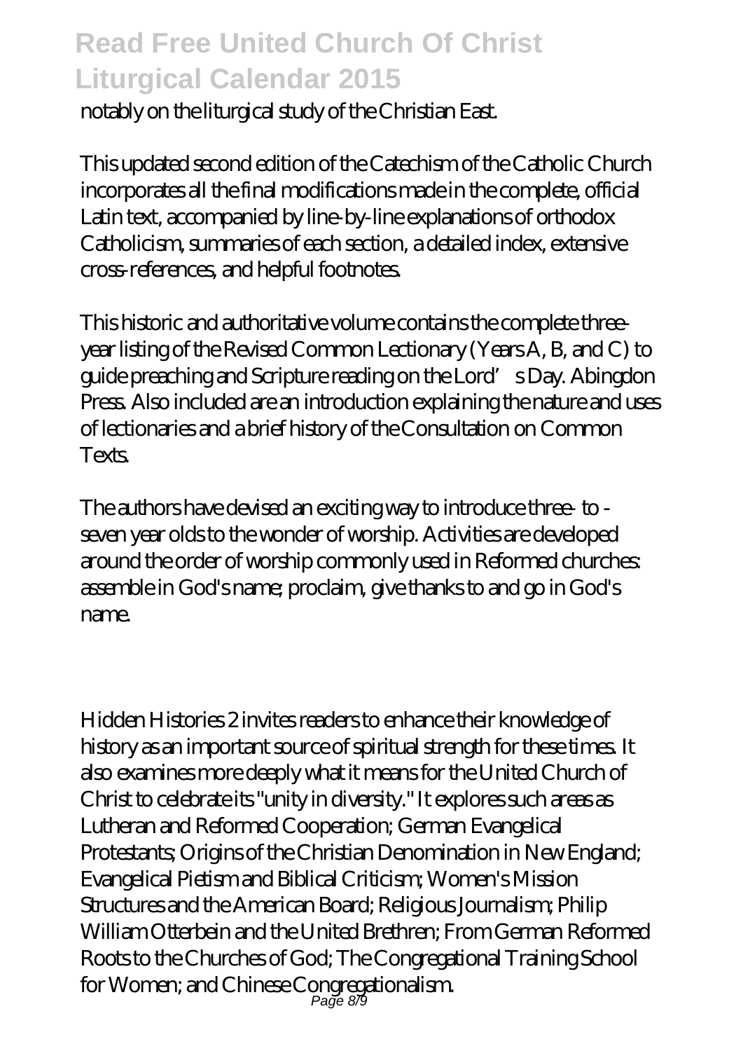notably on the liturgical study of the Christian East.

This updated second edition of the Catechism of the Catholic Church incorporates all the final modifications made in the complete, official Latin text, accompanied by line-by-line explanations of orthodox Catholicism, summaries of each section, a detailed index, extensive cross-references, and helpful footnotes.

This historic and authoritative volume contains the complete three-year listing of the Revised Common Lectionary (Years A, B, and C) to guide preaching and Scripture reading on the Lord's Day. Abingdon Press. Also included are an introduction explaining the nature and uses of lectionaries and a brief history of the Consultation on Common Texts.

The authors have devised an exciting way to introduce three- to - seven year olds to the wonder of worship. Activities are developed around the order of worship commonly used in Reformed churches: assemble in God's name; proclaim, give thanks to and go in God's name.

Hidden Histories 2 invites readers to enhance their knowledge of history as an important source of spiritual strength for these times. It also examines more deeply what it means for the United Church of Christ to celebrate its "unity in diversity." It explores such areas as Lutheran and Reformed Cooperation; German Evangelical Protestants; Origins of the Christian Denomination in New England; Evangelical Pietism and Biblical Criticism; Women's Mission Structures and the American Board; Religious Journalism; Philip William Otterbein and the United Brethren; From German Reformed Roots to the Churches of God; The Congregational Training School for Women; and Chinese Congregationalism.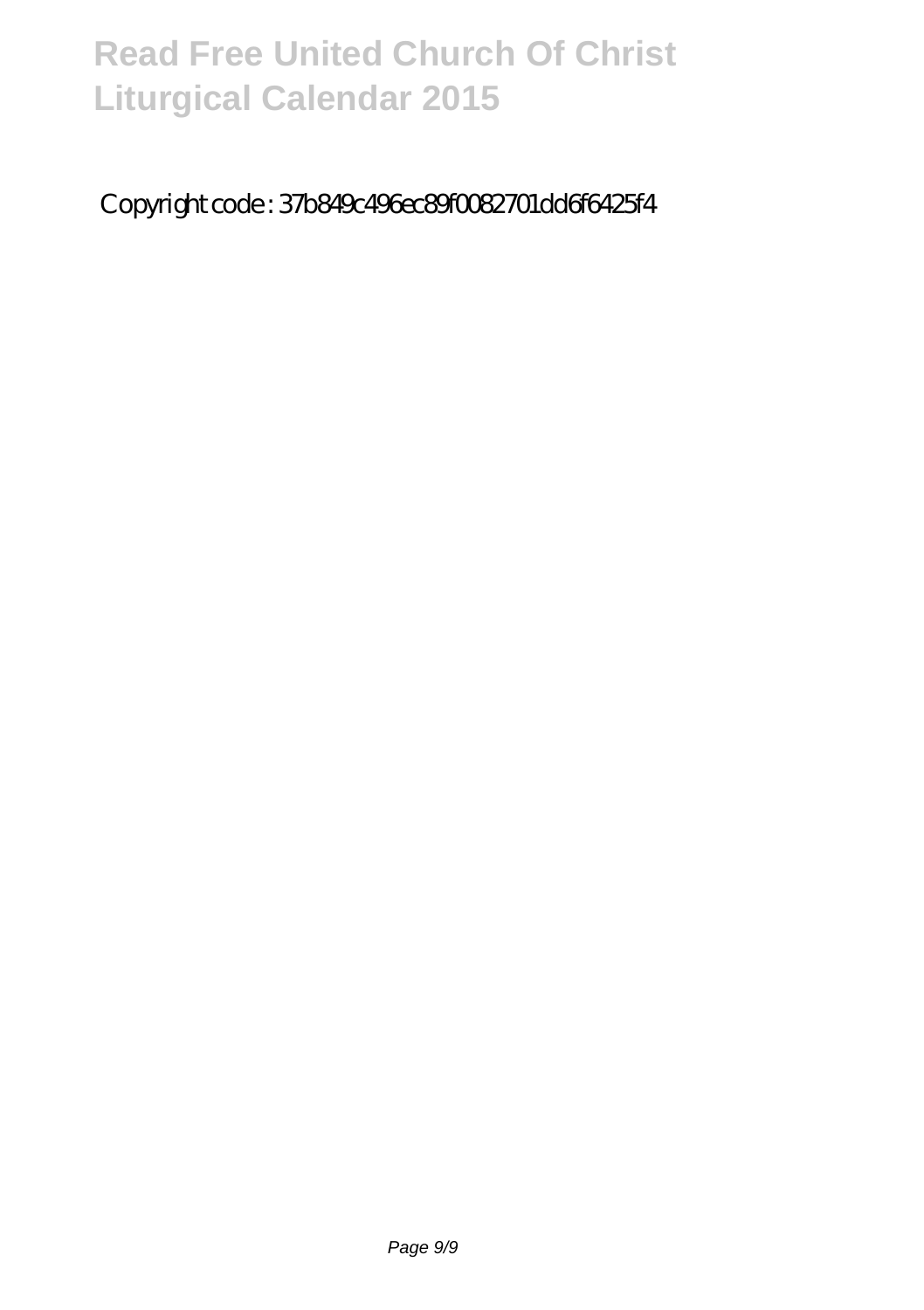Copyright code : 37b849c496ec89f0082701dd6f6425f4